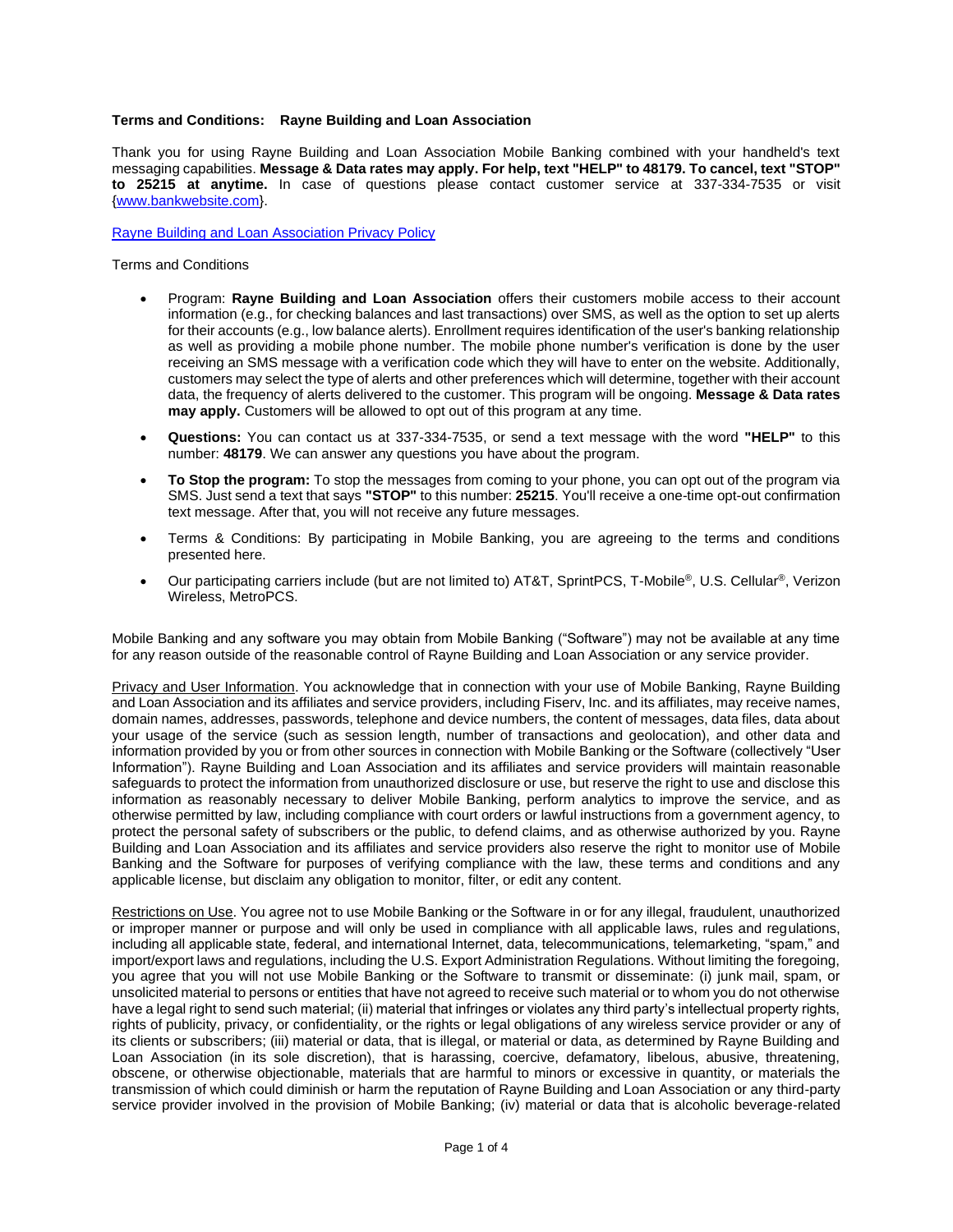**Terms and Conditions: Rayne Building and Loan Association**

Thank you for using Rayne Building and Loan Association Mobile Banking combined with your handheld's text messaging capabilities. **Message & Data rates may apply. For help, text "HELP" to 48179. To cancel, text "STOP" to 25215 at anytime.** In case of questions please contact customer service at 337-334-7535 or visit {www.bankwebsite.com}.

Rayne Building and Loan Association Privacy Policy

Terms and Conditions

- Program: **Rayne Building and Loan Association** offers their customers mobile access to their account information (e.g., for checking balances and last transactions) over SMS, as well as the option to set up alerts for their accounts (e.g., low balance alerts). Enrollment requires identification of the user's banking relationship as well as providing a mobile phone number. The mobile phone number's verification is done by the user receiving an SMS message with a verification code which they will have to enter on the website. Additionally, customers may select the type of alerts and other preferences which will determine, together with their account data, the frequency of alerts delivered to the customer. This program will be ongoing. **Message & Data rates may apply.** Customers will be allowed to opt out of this program at any time.
- **Questions:** You can contact us at 337-334-7535, or send a text message with the word **"HELP"** to this number: **48179**. We can answer any questions you have about the program.
- **To Stop the program:** To stop the messages from coming to your phone, you can opt out of the program via SMS. Just send a text that says **"STOP"** to this number: **25215**. You'll receive a one-time opt-out confirmation text message. After that, you will not receive any future messages.
- Terms & Conditions: By participating in Mobile Banking, you are agreeing to the terms and conditions presented here.
- Our participating carriers include (but are not limited to) AT&T, SprintPCS, T-Mobile®, U.S. Cellular®, Verizon Wireless, MetroPCS.

Mobile Banking and any software you may obtain from Mobile Banking ("Software") may not be available at any time for any reason outside of the reasonable control of Rayne Building and Loan Association or any service provider.

Privacy and User Information. You acknowledge that in connection with your use of Mobile Banking, Rayne Building and Loan Association and its affiliates and service providers, including Fiserv, Inc. and its affiliates, may receive names, domain names, addresses, passwords, telephone and device numbers, the content of messages, data files, data about your usage of the service (such as session length, number of transactions and geolocation), and other data and information provided by you or from other sources in connection with Mobile Banking or the Software (collectively "User Information"). Rayne Building and Loan Association and its affiliates and service providers will maintain reasonable safeguards to protect the information from unauthorized disclosure or use, but reserve the right to use and disclose this information as reasonably necessary to deliver Mobile Banking, perform analytics to improve the service, and as otherwise permitted by law, including compliance with court orders or lawful instructions from a government agency, to protect the personal safety of subscribers or the public, to defend claims, and as otherwise authorized by you. Rayne Building and Loan Association and its affiliates and service providers also reserve the right to monitor use of Mobile Banking and the Software for purposes of verifying compliance with the law, these terms and conditions and any applicable license, but disclaim any obligation to monitor, filter, or edit any content.

Restrictions on Use. You agree not to use Mobile Banking or the Software in or for any illegal, fraudulent, unauthorized or improper manner or purpose and will only be used in compliance with all applicable laws, rules and regulations, including all applicable state, federal, and international Internet, data, telecommunications, telemarketing, "spam," and import/export laws and regulations, including the U.S. Export Administration Regulations. Without limiting the foregoing, you agree that you will not use Mobile Banking or the Software to transmit or disseminate: (i) junk mail, spam, or unsolicited material to persons or entities that have not agreed to receive such material or to whom you do not otherwise have a legal right to send such material; (ii) material that infringes or violates any third party's intellectual property rights, rights of publicity, privacy, or confidentiality, or the rights or legal obligations of any wireless service provider or any of its clients or subscribers; (iii) material or data, that is illegal, or material or data, as determined by Rayne Building and Loan Association (in its sole discretion), that is harassing, coercive, defamatory, libelous, abusive, threatening, obscene, or otherwise objectionable, materials that are harmful to minors or excessive in quantity, or materials the transmission of which could diminish or harm the reputation of Rayne Building and Loan Association or any third-party service provider involved in the provision of Mobile Banking; (iv) material or data that is alcoholic beverage-related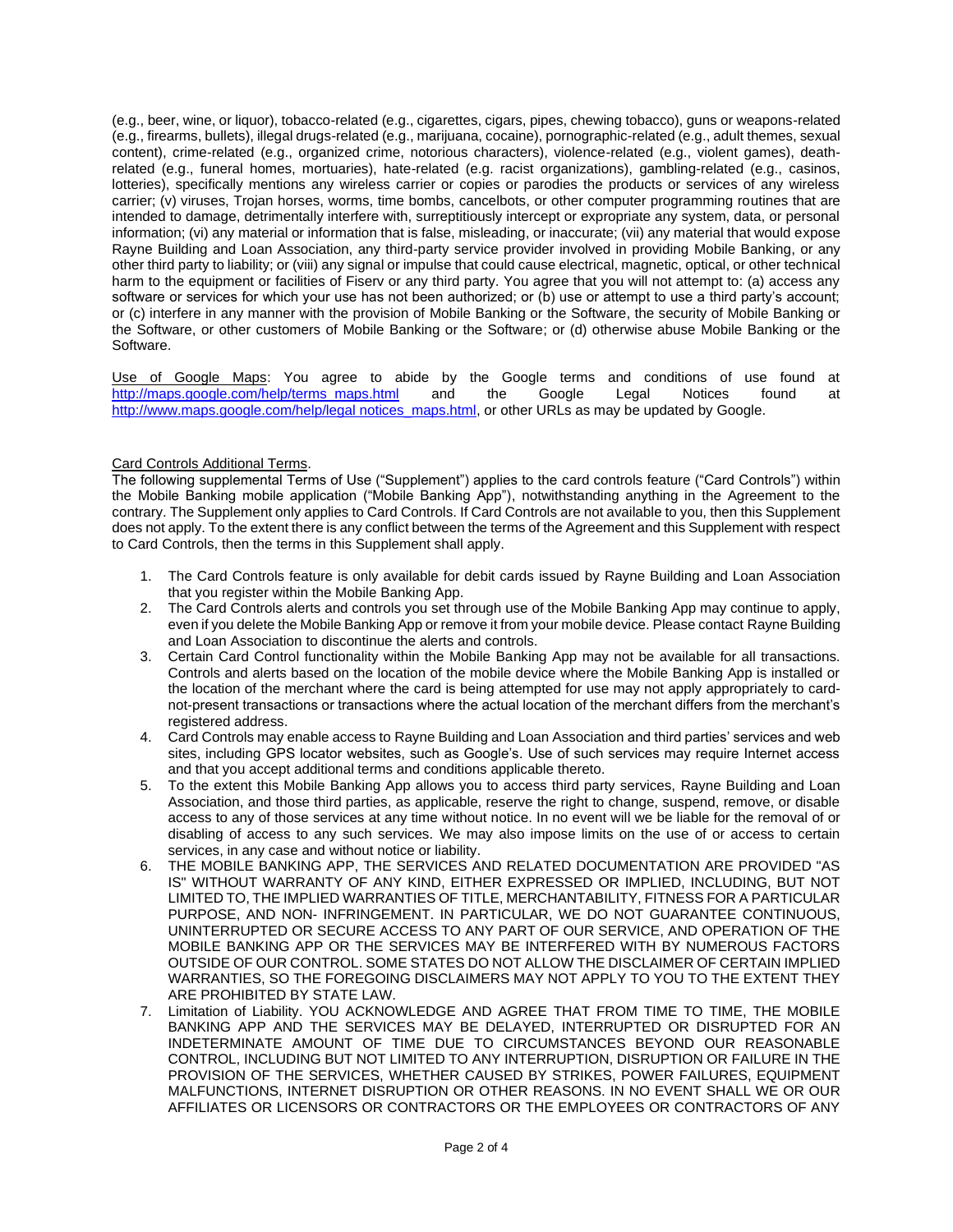(e.g., beer, wine, or liquor), tobacco-related (e.g., cigarettes, cigars, pipes, chewing tobacco), guns or weapons-related (e.g., firearms, bullets), illegal drugs-related (e.g., marijuana, cocaine), pornographic-related (e.g., adult themes, sexual content), crime-related (e.g., organized crime, notorious characters), violence-related (e.g., violent games), death-related (e.g., funeral homes, mortuaries), hate-related (e.g. racist organizations), gambling-related (e.g., casinos, lotteries), specifically mentions any wireless carrier or copies or parodies the products or services of any wireless carrier; (v) viruses, Trojan horses, worms, time bombs, cancelbots, or other computer programming routines that are intended to damage, detrimentally interfere with, surreptitiously intercept or expropriate any system, data, or personal information; (vi) any material or information that is false, misleading, or inaccurate; (vii) any material that would expose Rayne Building and Loan Association, any third-party service provider involved in providing Mobile Banking, or any other third party to liability; or (viii) any signal or impulse that could cause electrical, magnetic, optical, or other technical harm to the equipment or facilities of Fiserv or any third party. You agree that you will not attempt to: (a) access any software or services for which your use has not been authorized; or (b) use or attempt to use a third party's account; or (c) interfere in any manner with the provision of Mobile Banking or the Software, the security of Mobile Banking or the Software, or other customers of Mobile Banking or the Software; or (d) otherwise abuse Mobile Banking or the Software.

Use of Google Maps: You agree to abide by the Google terms and conditions of use found at http://maps.google.com/help/terms_maps.html and the Google Legal Notices found at http://www.maps.google.com/help/legal notices_maps.html, or other URLs as may be updated by Google.

Card Controls Additional Terms.

The following supplemental Terms of Use ("Supplement") applies to the card controls feature ("Card Controls") within the Mobile Banking mobile application ("Mobile Banking App"), notwithstanding anything in the Agreement to the contrary. The Supplement only applies to Card Controls. If Card Controls are not available to you, then this Supplement does not apply. To the extent there is any conflict between the terms of the Agreement and this Supplement with respect to Card Controls, then the terms in this Supplement shall apply.

1. The Card Controls feature is only available for debit cards issued by Rayne Building and Loan Association that you register within the Mobile Banking App.
2. The Card Controls alerts and controls you set through use of the Mobile Banking App may continue to apply, even if you delete the Mobile Banking App or remove it from your mobile device. Please contact Rayne Building and Loan Association to discontinue the alerts and controls.
3. Certain Card Control functionality within the Mobile Banking App may not be available for all transactions. Controls and alerts based on the location of the mobile device where the Mobile Banking App is installed or the location of the merchant where the card is being attempted for use may not apply appropriately to card-not-present transactions or transactions where the actual location of the merchant differs from the merchant's registered address.
4. Card Controls may enable access to Rayne Building and Loan Association and third parties' services and web sites, including GPS locator websites, such as Google's. Use of such services may require Internet access and that you accept additional terms and conditions applicable thereto.
5. To the extent this Mobile Banking App allows you to access third party services, Rayne Building and Loan Association, and those third parties, as applicable, reserve the right to change, suspend, remove, or disable access to any of those services at any time without notice. In no event will we be liable for the removal of or disabling of access to any such services. We may also impose limits on the use of or access to certain services, in any case and without notice or liability.
6. THE MOBILE BANKING APP, THE SERVICES AND RELATED DOCUMENTATION ARE PROVIDED "AS IS" WITHOUT WARRANTY OF ANY KIND, EITHER EXPRESSED OR IMPLIED, INCLUDING, BUT NOT LIMITED TO, THE IMPLIED WARRANTIES OF TITLE, MERCHANTABILITY, FITNESS FOR A PARTICULAR PURPOSE, AND NON- INFRINGEMENT. IN PARTICULAR, WE DO NOT GUARANTEE CONTINUOUS, UNINTERRUPTED OR SECURE ACCESS TO ANY PART OF OUR SERVICE, AND OPERATION OF THE MOBILE BANKING APP OR THE SERVICES MAY BE INTERFERED WITH BY NUMEROUS FACTORS OUTSIDE OF OUR CONTROL. SOME STATES DO NOT ALLOW THE DISCLAIMER OF CERTAIN IMPLIED WARRANTIES, SO THE FOREGOING DISCLAIMERS MAY NOT APPLY TO YOU TO THE EXTENT THEY ARE PROHIBITED BY STATE LAW.
7. Limitation of Liability. YOU ACKNOWLEDGE AND AGREE THAT FROM TIME TO TIME, THE MOBILE BANKING APP AND THE SERVICES MAY BE DELAYED, INTERRUPTED OR DISRUPTED FOR AN INDETERMINATE AMOUNT OF TIME DUE TO CIRCUMSTANCES BEYOND OUR REASONABLE CONTROL, INCLUDING BUT NOT LIMITED TO ANY INTERRUPTION, DISRUPTION OR FAILURE IN THE PROVISION OF THE SERVICES, WHETHER CAUSED BY STRIKES, POWER FAILURES, EQUIPMENT MALFUNCTIONS, INTERNET DISRUPTION OR OTHER REASONS. IN NO EVENT SHALL WE OR OUR AFFILIATES OR LICENSORS OR CONTRACTORS OR THE EMPLOYEES OR CONTRACTORS OF ANY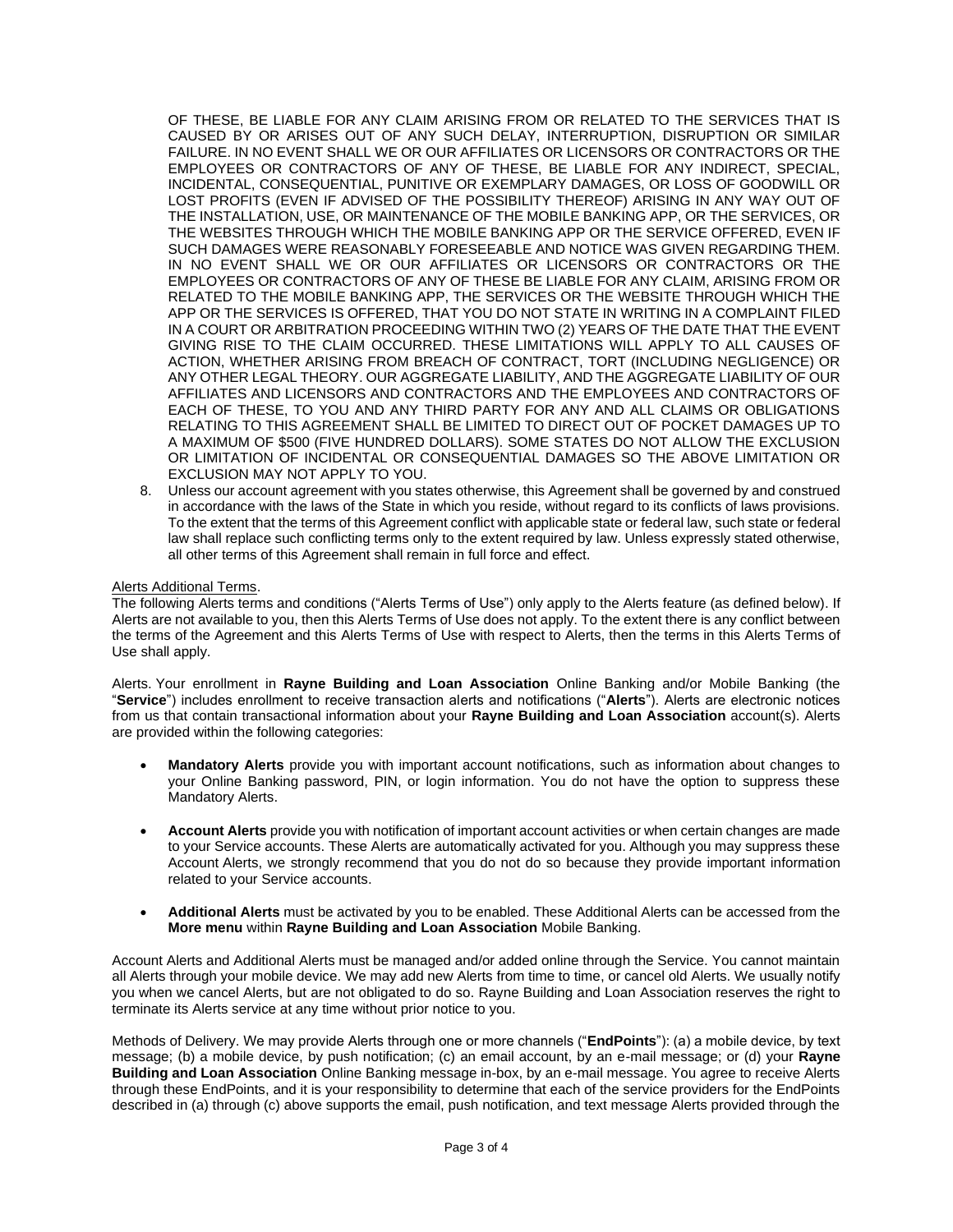OF THESE, BE LIABLE FOR ANY CLAIM ARISING FROM OR RELATED TO THE SERVICES THAT IS CAUSED BY OR ARISES OUT OF ANY SUCH DELAY, INTERRUPTION, DISRUPTION OR SIMILAR FAILURE. IN NO EVENT SHALL WE OR OUR AFFILIATES OR LICENSORS OR CONTRACTORS OR THE EMPLOYEES OR CONTRACTORS OF ANY OF THESE, BE LIABLE FOR ANY INDIRECT, SPECIAL, INCIDENTAL, CONSEQUENTIAL, PUNITIVE OR EXEMPLARY DAMAGES, OR LOSS OF GOODWILL OR LOST PROFITS (EVEN IF ADVISED OF THE POSSIBILITY THEREOF) ARISING IN ANY WAY OUT OF THE INSTALLATION, USE, OR MAINTENANCE OF THE MOBILE BANKING APP, OR THE SERVICES, OR THE WEBSITES THROUGH WHICH THE MOBILE BANKING APP OR THE SERVICE OFFERED, EVEN IF SUCH DAMAGES WERE REASONABLY FORESEEABLE AND NOTICE WAS GIVEN REGARDING THEM. IN NO EVENT SHALL WE OR OUR AFFILIATES OR LICENSORS OR CONTRACTORS OR THE EMPLOYEES OR CONTRACTORS OF ANY OF THESE BE LIABLE FOR ANY CLAIM, ARISING FROM OR RELATED TO THE MOBILE BANKING APP, THE SERVICES OR THE WEBSITE THROUGH WHICH THE APP OR THE SERVICES IS OFFERED, THAT YOU DO NOT STATE IN WRITING IN A COMPLAINT FILED IN A COURT OR ARBITRATION PROCEEDING WITHIN TWO (2) YEARS OF THE DATE THAT THE EVENT GIVING RISE TO THE CLAIM OCCURRED. THESE LIMITATIONS WILL APPLY TO ALL CAUSES OF ACTION, WHETHER ARISING FROM BREACH OF CONTRACT, TORT (INCLUDING NEGLIGENCE) OR ANY OTHER LEGAL THEORY. OUR AGGREGATE LIABILITY, AND THE AGGREGATE LIABILITY OF OUR AFFILIATES AND LICENSORS AND CONTRACTORS AND THE EMPLOYEES AND CONTRACTORS OF EACH OF THESE, TO YOU AND ANY THIRD PARTY FOR ANY AND ALL CLAIMS OR OBLIGATIONS RELATING TO THIS AGREEMENT SHALL BE LIMITED TO DIRECT OUT OF POCKET DAMAGES UP TO A MAXIMUM OF $500 (FIVE HUNDRED DOLLARS). SOME STATES DO NOT ALLOW THE EXCLUSION OR LIMITATION OF INCIDENTAL OR CONSEQUENTIAL DAMAGES SO THE ABOVE LIMITATION OR EXCLUSION MAY NOT APPLY TO YOU.

8. Unless our account agreement with you states otherwise, this Agreement shall be governed by and construed in accordance with the laws of the State in which you reside, without regard to its conflicts of laws provisions. To the extent that the terms of this Agreement conflict with applicable state or federal law, such state or federal law shall replace such conflicting terms only to the extent required by law. Unless expressly stated otherwise, all other terms of this Agreement shall remain in full force and effect.

Alerts Additional Terms.

The following Alerts terms and conditions ("Alerts Terms of Use") only apply to the Alerts feature (as defined below). If Alerts are not available to you, then this Alerts Terms of Use does not apply. To the extent there is any conflict between the terms of the Agreement and this Alerts Terms of Use with respect to Alerts, then the terms in this Alerts Terms of Use shall apply.

Alerts. Your enrollment in **Rayne Building and Loan Association** Online Banking and/or Mobile Banking (the "**Service**") includes enrollment to receive transaction alerts and notifications ("**Alerts**"). Alerts are electronic notices from us that contain transactional information about your **Rayne Building and Loan Association** account(s). Alerts are provided within the following categories:

- **Mandatory Alerts** provide you with important account notifications, such as information about changes to your Online Banking password, PIN, or login information. You do not have the option to suppress these Mandatory Alerts.

- **Account Alerts** provide you with notification of important account activities or when certain changes are made to your Service accounts. These Alerts are automatically activated for you. Although you may suppress these Account Alerts, we strongly recommend that you do not do so because they provide important information related to your Service accounts.

- **Additional Alerts** must be activated by you to be enabled. These Additional Alerts can be accessed from the **More menu** within **Rayne Building and Loan Association** Mobile Banking.

Account Alerts and Additional Alerts must be managed and/or added online through the Service. You cannot maintain all Alerts through your mobile device. We may add new Alerts from time to time, or cancel old Alerts. We usually notify you when we cancel Alerts, but are not obligated to do so. Rayne Building and Loan Association reserves the right to terminate its Alerts service at any time without prior notice to you.

Methods of Delivery. We may provide Alerts through one or more channels ("**EndPoints**"): (a) a mobile device, by text message; (b) a mobile device, by push notification; (c) an email account, by an e-mail message; or (d) your **Rayne Building and Loan Association** Online Banking message in-box, by an e-mail message. You agree to receive Alerts through these EndPoints, and it is your responsibility to determine that each of the service providers for the EndPoints described in (a) through (c) above supports the email, push notification, and text message Alerts provided through the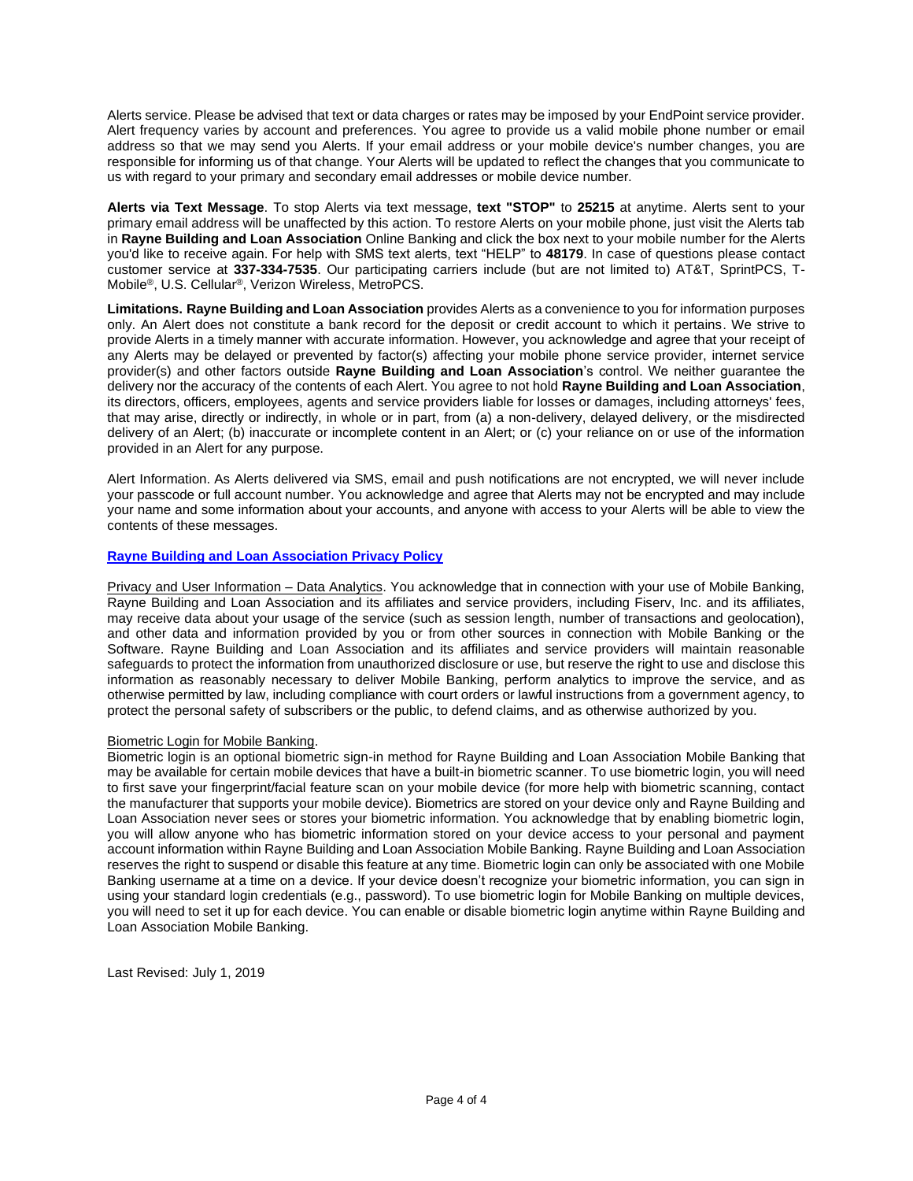Alerts service. Please be advised that text or data charges or rates may be imposed by your EndPoint service provider. Alert frequency varies by account and preferences. You agree to provide us a valid mobile phone number or email address so that we may send you Alerts. If your email address or your mobile device's number changes, you are responsible for informing us of that change. Your Alerts will be updated to reflect the changes that you communicate to us with regard to your primary and secondary email addresses or mobile device number.

**Alerts via Text Message**. To stop Alerts via text message, **text "STOP"** to **25215** at anytime. Alerts sent to your primary email address will be unaffected by this action. To restore Alerts on your mobile phone, just visit the Alerts tab in **Rayne Building and Loan Association** Online Banking and click the box next to your mobile number for the Alerts you'd like to receive again. For help with SMS text alerts, text "HELP" to **48179**. In case of questions please contact customer service at **337-334-7535**. Our participating carriers include (but are not limited to) AT&T, SprintPCS, T-Mobile®, U.S. Cellular®, Verizon Wireless, MetroPCS.

**Limitations. Rayne Building and Loan Association** provides Alerts as a convenience to you for information purposes only. An Alert does not constitute a bank record for the deposit or credit account to which it pertains. We strive to provide Alerts in a timely manner with accurate information. However, you acknowledge and agree that your receipt of any Alerts may be delayed or prevented by factor(s) affecting your mobile phone service provider, internet service provider(s) and other factors outside **Rayne Building and Loan Association**'s control. We neither guarantee the delivery nor the accuracy of the contents of each Alert. You agree to not hold **Rayne Building and Loan Association**, its directors, officers, employees, agents and service providers liable for losses or damages, including attorneys' fees, that may arise, directly or indirectly, in whole or in part, from (a) a non-delivery, delayed delivery, or the misdirected delivery of an Alert; (b) inaccurate or incomplete content in an Alert; or (c) your reliance on or use of the information provided in an Alert for any purpose.

Alert Information. As Alerts delivered via SMS, email and push notifications are not encrypted, we will never include your passcode or full account number. You acknowledge and agree that Alerts may not be encrypted and may include your name and some information about your accounts, and anyone with access to your Alerts will be able to view the contents of these messages.

**Rayne Building and Loan Association Privacy Policy**

Privacy and User Information – Data Analytics. You acknowledge that in connection with your use of Mobile Banking, Rayne Building and Loan Association and its affiliates and service providers, including Fiserv, Inc. and its affiliates, may receive data about your usage of the service (such as session length, number of transactions and geolocation), and other data and information provided by you or from other sources in connection with Mobile Banking or the Software. Rayne Building and Loan Association and its affiliates and service providers will maintain reasonable safeguards to protect the information from unauthorized disclosure or use, but reserve the right to use and disclose this information as reasonably necessary to deliver Mobile Banking, perform analytics to improve the service, and as otherwise permitted by law, including compliance with court orders or lawful instructions from a government agency, to protect the personal safety of subscribers or the public, to defend claims, and as otherwise authorized by you.

Biometric Login for Mobile Banking.

Biometric login is an optional biometric sign-in method for Rayne Building and Loan Association Mobile Banking that may be available for certain mobile devices that have a built-in biometric scanner. To use biometric login, you will need to first save your fingerprint/facial feature scan on your mobile device (for more help with biometric scanning, contact the manufacturer that supports your mobile device). Biometrics are stored on your device only and Rayne Building and Loan Association never sees or stores your biometric information. You acknowledge that by enabling biometric login, you will allow anyone who has biometric information stored on your device access to your personal and payment account information within Rayne Building and Loan Association Mobile Banking. Rayne Building and Loan Association reserves the right to suspend or disable this feature at any time. Biometric login can only be associated with one Mobile Banking username at a time on a device. If your device doesn't recognize your biometric information, you can sign in using your standard login credentials (e.g., password). To use biometric login for Mobile Banking on multiple devices, you will need to set it up for each device. You can enable or disable biometric login anytime within Rayne Building and Loan Association Mobile Banking.

Last Revised: July 1, 2019